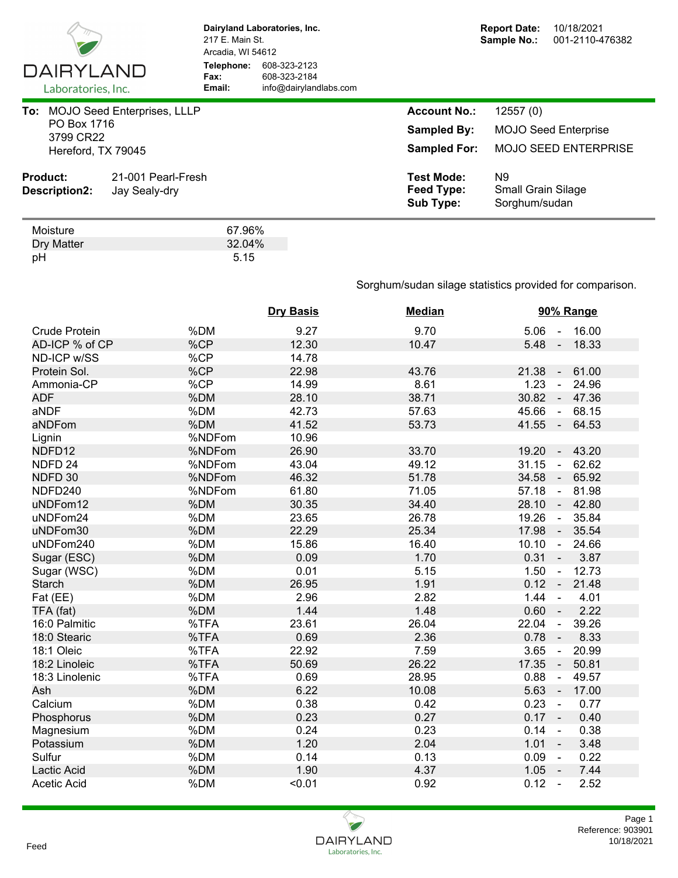**Dairyland Laboratories, Inc.**
217 E. Main St.
Arcadia, WI 54612

**Telephone:** 608-323-2123
**Fax:** 608-323-2184
**Email:** info@dairylandlabs.com

**Report Date:** 10/18/2021
**Sample No.:** 001-2110-476382

**To:** MOJO Seed Enterprises, LLLP
PO Box 1716
3799 CR22
Hereford, TX 79045

**Account No.:** 12557 (0)
**Sampled By:** MOJO Seed Enterprise
**Sampled For:** MOJO SEED ENTERPRISE

**Product:** 21-001 Pearl-Fresh
**Description2:** Jay Sealy-dry

**Test Mode:** N9
**Feed Type:** Small Grain Silage
**Sub Type:** Sorghum/sudan

| | |
|---|---|
| Moisture | 67.96% |
| Dry Matter | 32.04% |
| pH | 5.15 |

Sorghum/sudan silage statistics provided for comparison.

| | | Dry Basis | Median | 90% Range |
|---|---|---|---|---|
| Crude Protein | %DM | 9.27 | 9.70 | 5.06 - 16.00 |
| AD-ICP % of CP | %CP | 12.30 | 10.47 | 5.48 - 18.33 |
| ND-ICP w/SS | %CP | 14.78 | | |
| Protein Sol. | %CP | 22.98 | 43.76 | 21.38 - 61.00 |
| Ammonia-CP | %CP | 14.99 | 8.61 | 1.23 - 24.96 |
| ADF | %DM | 28.10 | 38.71 | 30.82 - 47.36 |
| aNDF | %DM | 42.73 | 57.63 | 45.66 - 68.15 |
| aNDFom | %DM | 41.52 | 53.73 | 41.55 - 64.53 |
| Lignin | %NDFom | 10.96 | | |
| NDFD12 | %NDFom | 26.90 | 33.70 | 19.20 - 43.20 |
| NDFD 24 | %NDFom | 43.04 | 49.12 | 31.15 - 62.62 |
| NDFD 30 | %NDFom | 46.32 | 51.78 | 34.58 - 65.92 |
| NDFD240 | %NDFom | 61.80 | 71.05 | 57.18 - 81.98 |
| uNDFom12 | %DM | 30.35 | 34.40 | 28.10 - 42.80 |
| uNDFom24 | %DM | 23.65 | 26.78 | 19.26 - 35.84 |
| uNDFom30 | %DM | 22.29 | 25.34 | 17.98 - 35.54 |
| uNDFom240 | %DM | 15.86 | 16.40 | 10.10 - 24.66 |
| Sugar (ESC) | %DM | 0.09 | 1.70 | 0.31 - 3.87 |
| Sugar (WSC) | %DM | 0.01 | 5.15 | 1.50 - 12.73 |
| Starch | %DM | 26.95 | 1.91 | 0.12 - 21.48 |
| Fat (EE) | %DM | 2.96 | 2.82 | 1.44 - 4.01 |
| TFA (fat) | %DM | 1.44 | 1.48 | 0.60 - 2.22 |
| 16:0 Palmitic | %TFA | 23.61 | 26.04 | 22.04 - 39.26 |
| 18:0 Stearic | %TFA | 0.69 | 2.36 | 0.78 - 8.33 |
| 18:1 Oleic | %TFA | 22.92 | 7.59 | 3.65 - 20.99 |
| 18:2 Linoleic | %TFA | 50.69 | 26.22 | 17.35 - 50.81 |
| 18:3 Linolenic | %TFA | 0.69 | 28.95 | 0.88 - 49.57 |
| Ash | %DM | 6.22 | 10.08 | 5.63 - 17.00 |
| Calcium | %DM | 0.38 | 0.42 | 0.23 - 0.77 |
| Phosphorus | %DM | 0.23 | 0.27 | 0.17 - 0.40 |
| Magnesium | %DM | 0.24 | 0.23 | 0.14 - 0.38 |
| Potassium | %DM | 1.20 | 2.04 | 1.01 - 3.48 |
| Sulfur | %DM | 0.14 | 0.13 | 0.09 - 0.22 |
| Lactic Acid | %DM | 1.90 | 4.37 | 1.05 - 7.44 |
| Acetic Acid | %DM | <0.01 | 0.92 | 0.12 - 2.52 |

Feed

Reference: 903901
10/18/2021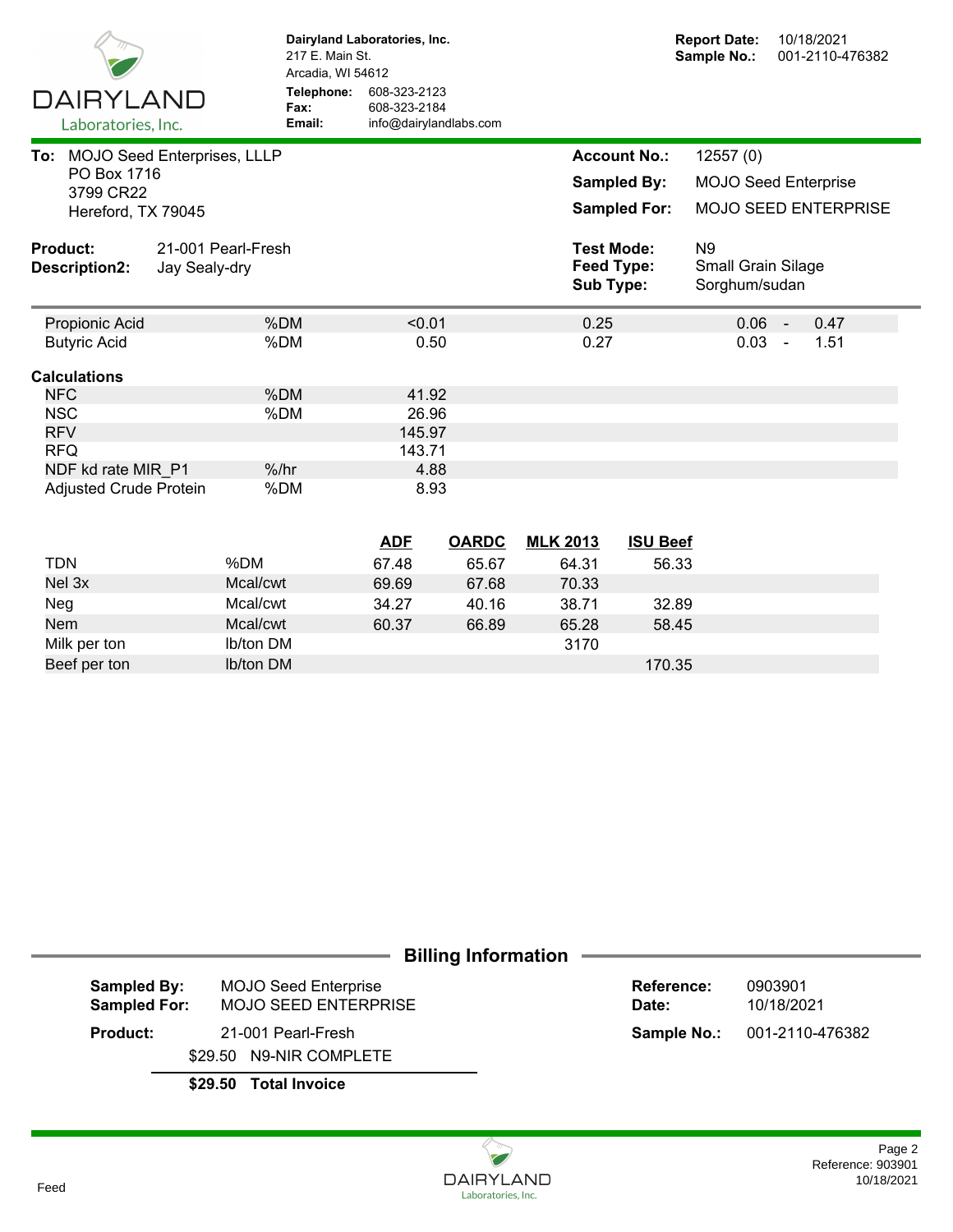**Dairyland Laboratories, Inc.**
217 E. Main St.
Arcadia, WI 54612
**Telephone:** 608-323-2123
**Fax:** 608-323-2184
**Email:** info@dairylandlabs.com

**Report Date:** 10/18/2021
**Sample No.:** 001-2110-476382

**To:** MOJO Seed Enterprises, LLLP
PO Box 1716
3799 CR22
Hereford, TX 79045

**Account No.:** 12557 (0)
**Sampled By:** MOJO Seed Enterprise
**Sampled For:** MOJO SEED ENTERPRISE

**Product:** 21-001 Pearl-Fresh
**Description2:** Jay Sealy-dry

**Test Mode:** N9
**Feed Type:** Small Grain Silage
**Sub Type:** Sorghum/sudan

| | | | | |
|---|---|---|---|---|
| Propionic Acid | %DM | <0.01 | 0.25 | 0.06 - 0.47 |
| Butyric Acid | %DM | 0.50 | 0.27 | 0.03 - 1.51 |

**Calculations**

| | | |
|---|---|---|
| NFC | %DM | 41.92 |
| NSC | %DM | 26.96 |
| RFV | | 145.97 |
| RFQ | | 143.71 |
| NDF kd rate MIR_P1 | %/hr | 4.88 |
| Adjusted Crude Protein | %DM | 8.93 |

| | | ADF | OARDC | MLK 2013 | ISU Beef |
|---|---|---|---|---|---|
| TDN | %DM | 67.48 | 65.67 | 64.31 | 56.33 |
| Nel 3x | Mcal/cwt | 69.69 | 67.68 | 70.33 | |
| Neg | Mcal/cwt | 34.27 | 40.16 | 38.71 | 32.89 |
| Nem | Mcal/cwt | 60.37 | 66.89 | 65.28 | 58.45 |
| Milk per ton | lb/ton DM | | | 3170 | |
| Beef per ton | lb/ton DM | | | | 170.35 |

## Billing Information

**Sampled By:** MOJO Seed Enterprise
**Sampled For:** MOJO SEED ENTERPRISE
**Product:** 21-001 Pearl-Fresh
$29.50 N9-NIR COMPLETE
**$29.50 Total Invoice**

**Reference:** 0903901
**Date:** 10/18/2021
**Sample No.:** 001-2110-476382

Feed